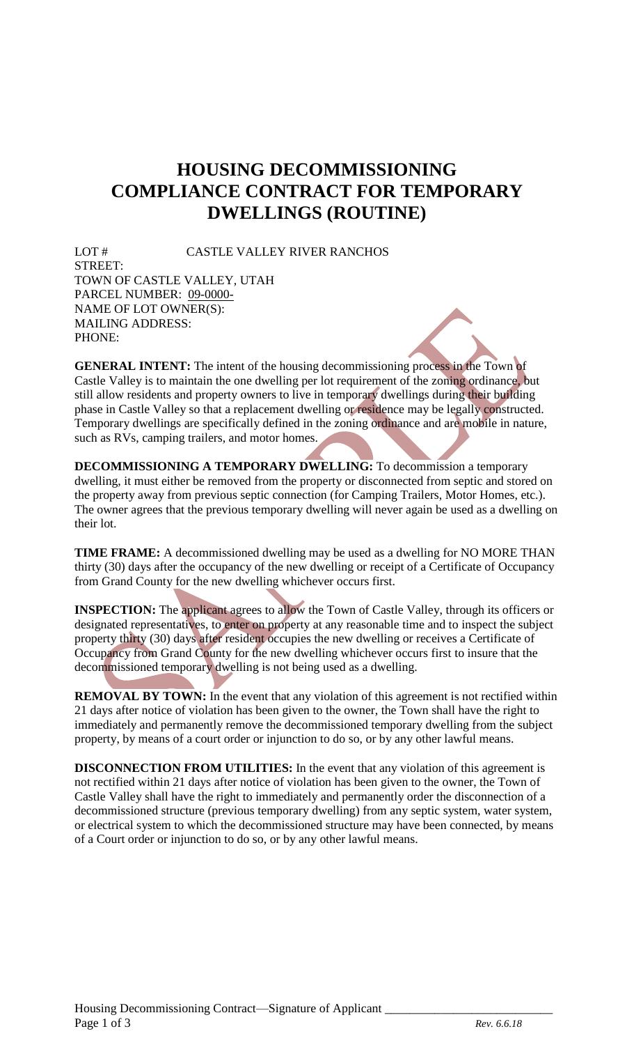# HOUSING DECOMMISSIONING COMPLIANCE CONTRACT FOR TEMPORARY DWELLINGS (ROUTINE)

LOT # CASTLE VALLEY RIVER RANCHOS
STREET:
TOWN OF CASTLE VALLEY, UTAH
PARCEL NUMBER: 09-0000-
NAME OF LOT OWNER(S):
MAILING ADDRESS:
PHONE:

**GENERAL INTENT:** The intent of the housing decommissioning process in the Town of Castle Valley is to maintain the one dwelling per lot requirement of the zoning ordinance, but still allow residents and property owners to live in temporary dwellings during their building phase in Castle Valley so that a replacement dwelling or residence may be legally constructed. Temporary dwellings are specifically defined in the zoning ordinance and are mobile in nature, such as RVs, camping trailers, and motor homes.

**DECOMMISSIONING A TEMPORARY DWELLING:** To decommission a temporary dwelling, it must either be removed from the property or disconnected from septic and stored on the property away from previous septic connection (for Camping Trailers, Motor Homes, etc.). The owner agrees that the previous temporary dwelling will never again be used as a dwelling on their lot.

**TIME FRAME:** A decommissioned dwelling may be used as a dwelling for NO MORE THAN thirty (30) days after the occupancy of the new dwelling or receipt of a Certificate of Occupancy from Grand County for the new dwelling whichever occurs first.

**INSPECTION:** The applicant agrees to allow the Town of Castle Valley, through its officers or designated representatives, to enter on property at any reasonable time and to inspect the subject property thirty (30) days after resident occupies the new dwelling or receives a Certificate of Occupancy from Grand County for the new dwelling whichever occurs first to insure that the decommissioned temporary dwelling is not being used as a dwelling.

**REMOVAL BY TOWN:** In the event that any violation of this agreement is not rectified within 21 days after notice of violation has been given to the owner, the Town shall have the right to immediately and permanently remove the decommissioned temporary dwelling from the subject property, by means of a court order or injunction to do so, or by any other lawful means.

**DISCONNECTION FROM UTILITIES:** In the event that any violation of this agreement is not rectified within 21 days after notice of violation has been given to the owner, the Town of Castle Valley shall have the right to immediately and permanently order the disconnection of a decommissioned structure (previous temporary dwelling) from any septic system, water system, or electrical system to which the decommissioned structure may have been connected, by means of a Court order or injunction to do so, or by any other lawful means.

Housing Decommissioning Contract—Signature of Applicant ___________________________

*Rev. 6.6.18*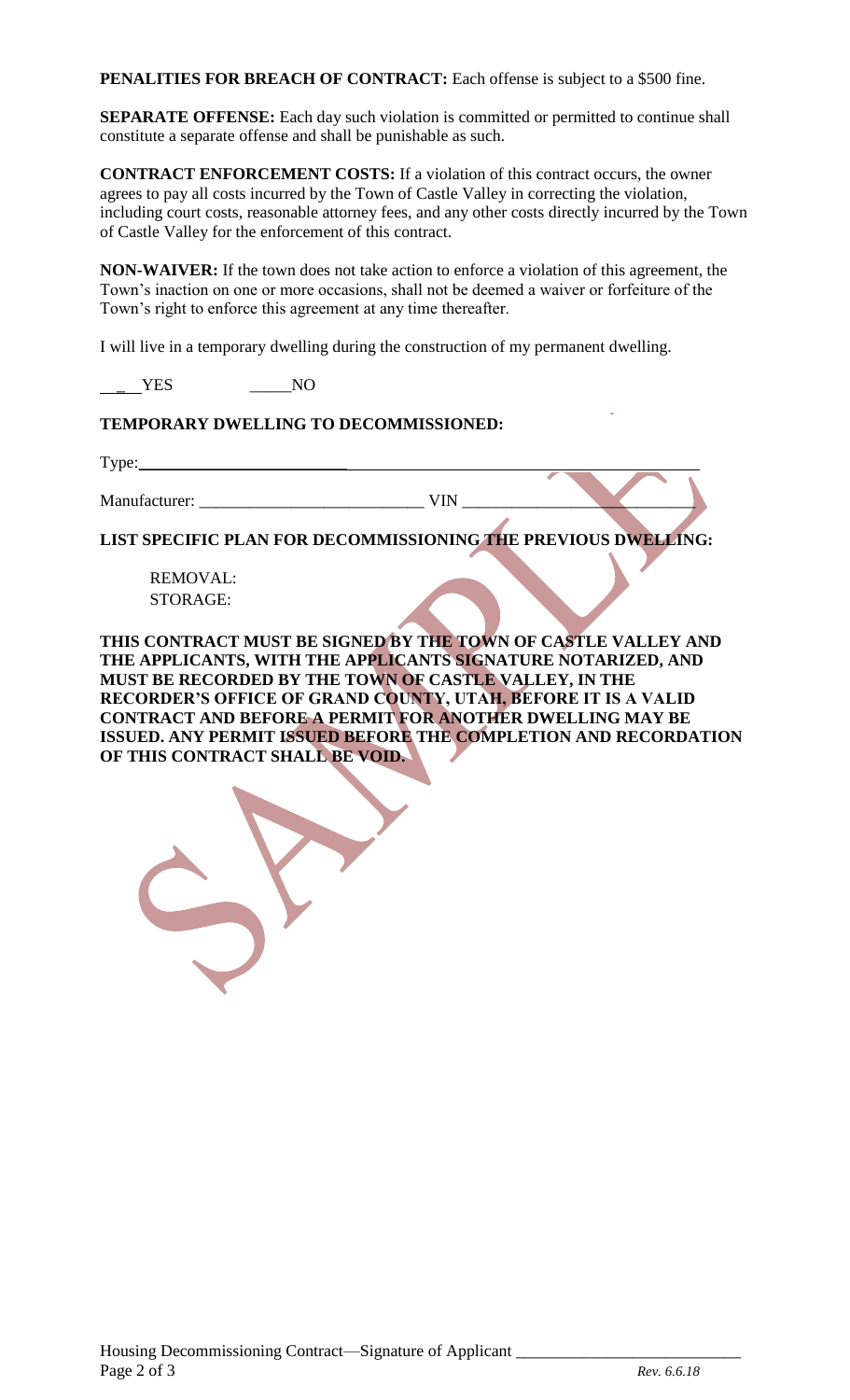**PENALITIES FOR BREACH OF CONTRACT:** Each offense is subject to a $500 fine.

**SEPARATE OFFENSE:** Each day such violation is committed or permitted to continue shall constitute a separate offense and shall be punishable as such.

**CONTRACT ENFORCEMENT COSTS:** If a violation of this contract occurs, the owner agrees to pay all costs incurred by the Town of Castle Valley in correcting the violation, including court costs, reasonable attorney fees, and any other costs directly incurred by the Town of Castle Valley for the enforcement of this contract.

**NON-WAIVER:** If the town does not take action to enforce a violation of this agreement, the Town's inaction on one or more occasions, shall not be deemed a waiver or forfeiture of the Town's right to enforce this agreement at any time thereafter.

I will live in a temporary dwelling during the construction of my permanent dwelling.

___YES _____NO

**TEMPORARY DWELLING TO DECOMMISSIONED:**

Type:_______________________________________________________________

Manufacturer: ___________________________ VIN ____________________________

**LIST SPECIFIC PLAN FOR DECOMMISSIONING THE PREVIOUS DWELLING:**

REMOVAL:
STORAGE:

**THIS CONTRACT MUST BE SIGNED BY THE TOWN OF CASTLE VALLEY AND THE APPLICANTS, WITH THE APPLICANTS SIGNATURE NOTARIZED, AND MUST BE RECORDED BY THE TOWN OF CASTLE VALLEY, IN THE RECORDER'S OFFICE OF GRAND COUNTY, UTAH, BEFORE IT IS A VALID CONTRACT AND BEFORE A PERMIT FOR ANOTHER DWELLING MAY BE ISSUED. ANY PERMIT ISSUED BEFORE THE COMPLETION AND RECORDATION OF THIS CONTRACT SHALL BE VOID.**

Housing Decommissioning Contract—Signature of Applicant ___________________________

*Rev. 6.6.18*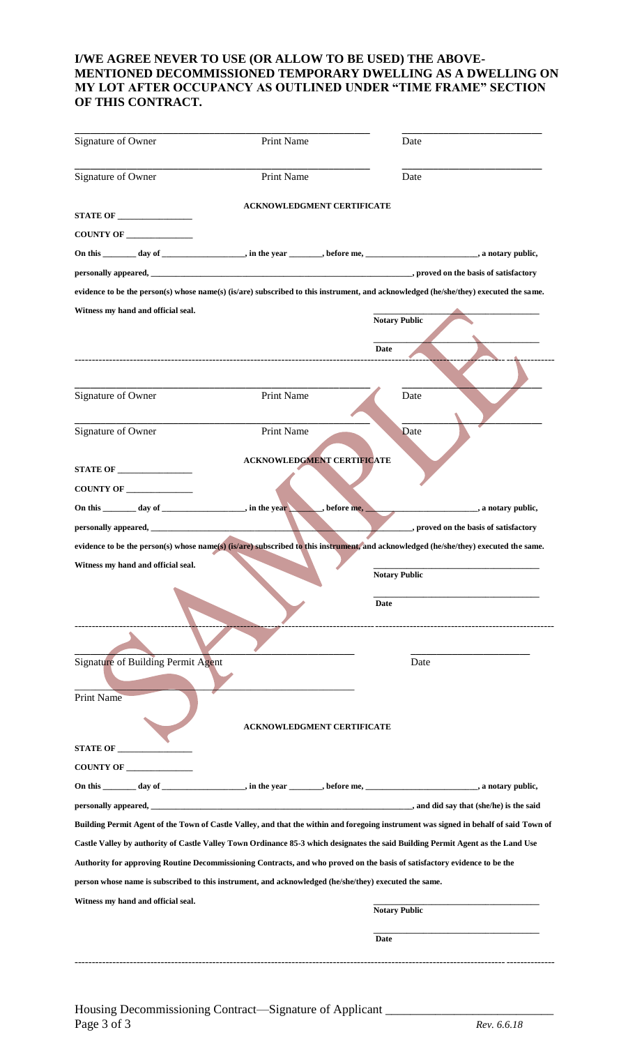**I/WE AGREE NEVER TO USE (OR ALLOW TO BE USED) THE ABOVE-MENTIONED DECOMMISSIONED TEMPORARY DWELLING AS A DWELLING ON MY LOT AFTER OCCUPANCY AS OUTLINED UNDER "TIME FRAME" SECTION OF THIS CONTRACT.**

\_\_\_\_\_\_\_\_\_\_\_\_\_\_\_\_\_\_\_\_\_\_\_\_\_\_\_\_\_\_\_\_\_\_\_\_\_\_\_\_\_\_\_\_\_\_\_\_\_\_\_\_ \_\_\_\_\_\_\_\_\_\_\_\_\_\_\_\_\_\_\_\_\_\_\_\_\_
Signature of Owner Print Name Date

\_\_\_\_\_\_\_\_\_\_\_\_\_\_\_\_\_\_\_\_\_\_\_\_\_\_\_\_\_\_\_\_\_\_\_\_\_\_\_\_\_\_\_\_\_\_\_\_\_\_\_\_ \_\_\_\_\_\_\_\_\_\_\_\_\_\_\_\_\_\_\_\_\_\_\_\_\_
Signature of Owner Print Name Date

**ACKNOWLEDGMENT CERTIFICATE**

**STATE OF \_\_\_\_\_\_\_\_\_\_\_\_\_\_\_\_**

**COUNTY OF \_\_\_\_\_\_\_\_\_\_\_\_\_\_\_**

**On this \_\_\_\_\_\_\_ day of \_\_\_\_\_\_\_\_\_\_\_\_\_\_\_\_\_\_, in the year \_\_\_\_\_\_\_, before me, \_\_\_\_\_\_\_\_\_\_\_\_\_\_\_\_\_\_\_\_\_\_\_\_\_, a notary public,**

**personally appeared, \_\_\_\_\_\_\_\_\_\_\_\_\_\_\_\_\_\_\_\_\_\_\_\_\_\_\_\_\_\_\_\_\_\_\_\_\_\_\_\_\_\_\_\_\_\_\_\_\_\_\_\_\_\_\_\_, proved on the basis of satisfactory**

**evidence to be the person(s) whose name(s) (is/are) subscribed to this instrument, and acknowledged (he/she/they) executed the same.**

**Witness my hand and official seal.** \_\_\_\_\_\_\_\_\_\_\_\_\_\_\_\_\_\_\_\_\_\_\_\_\_\_\_\_\_\_\_\_\_\_
**Notary Public**

\_\_\_\_\_\_\_\_\_\_\_\_\_\_\_\_\_\_\_\_\_\_\_\_\_\_\_\_\_\_\_\_\_\_
**Date**

---

\_\_\_\_\_\_\_\_\_\_\_\_\_\_\_\_\_\_\_\_\_\_\_\_\_\_\_\_\_\_\_\_\_\_\_\_\_\_\_\_\_\_\_\_\_\_\_\_\_\_\_\_ \_\_\_\_\_\_\_\_\_\_\_\_\_\_\_\_\_\_\_\_\_\_\_\_\_
Signature of Owner Print Name Date

\_\_\_\_\_\_\_\_\_\_\_\_\_\_\_\_\_\_\_\_\_\_\_\_\_\_\_\_\_\_\_\_\_\_\_\_\_\_\_\_\_\_\_\_\_\_\_\_\_\_\_\_ \_\_\_\_\_\_\_\_\_\_\_\_\_\_\_\_\_\_\_\_\_\_\_\_\_
Signature of Owner Print Name Date

**ACKNOWLEDGMENT CERTIFICATE**

**STATE OF \_\_\_\_\_\_\_\_\_\_\_\_\_\_\_\_**

**COUNTY OF \_\_\_\_\_\_\_\_\_\_\_\_\_\_\_**

**On this \_\_\_\_\_\_\_ day of \_\_\_\_\_\_\_\_\_\_\_\_\_\_\_\_\_\_, in the year \_\_\_\_\_\_\_, before me, \_\_\_\_\_\_\_\_\_\_\_\_\_\_\_\_\_\_\_\_\_\_\_\_\_, a notary public,**

**personally appeared, \_\_\_\_\_\_\_\_\_\_\_\_\_\_\_\_\_\_\_\_\_\_\_\_\_\_\_\_\_\_\_\_\_\_\_\_\_\_\_\_\_\_\_\_\_\_\_\_\_\_\_\_\_\_\_\_, proved on the basis of satisfactory**

**evidence to be the person(s) whose name(s) (is/are) subscribed to this instrument, and acknowledged (he/she/they) executed the same.**

**Witness my hand and official seal.** \_\_\_\_\_\_\_\_\_\_\_\_\_\_\_\_\_\_\_\_\_\_\_\_\_\_\_\_\_\_\_\_\_\_
**Notary Public**

\_\_\_\_\_\_\_\_\_\_\_\_\_\_\_\_\_\_\_\_\_\_\_\_\_\_\_\_\_\_\_\_\_\_
**Date**

---

\_\_\_\_\_\_\_\_\_\_\_\_\_\_\_\_\_\_\_\_\_\_\_\_\_\_\_\_\_\_\_\_\_\_\_\_\_\_\_\_\_\_\_\_\_\_\_\_\_\_\_\_ \_\_\_\_\_\_\_\_\_\_\_\_\_\_\_\_\_\_\_\_\_\_\_\_\_
Signature of Building Permit Agent Date

\_\_\_\_\_\_\_\_\_\_\_\_\_\_\_\_\_\_\_\_\_\_\_\_\_\_\_\_\_\_\_\_\_\_\_\_\_\_\_\_\_\_\_\_\_\_\_\_\_\_\_\_
Print Name

**ACKNOWLEDGMENT CERTIFICATE**

**STATE OF \_\_\_\_\_\_\_\_\_\_\_\_\_\_\_\_**

**COUNTY OF \_\_\_\_\_\_\_\_\_\_\_\_\_\_\_**

**On this \_\_\_\_\_\_\_ day of \_\_\_\_\_\_\_\_\_\_\_\_\_\_\_\_\_\_, in the year \_\_\_\_\_\_\_, before me, \_\_\_\_\_\_\_\_\_\_\_\_\_\_\_\_\_\_\_\_\_\_\_\_\_, a notary public,**

**personally appeared, \_\_\_\_\_\_\_\_\_\_\_\_\_\_\_\_\_\_\_\_\_\_\_\_\_\_\_\_\_\_\_\_\_\_\_\_\_\_\_\_\_\_\_\_\_\_\_\_\_\_\_\_\_\_\_\_, and did say that (she/he) is the said Building Permit Agent of the Town of Castle Valley, and that the within and foregoing instrument was signed in behalf of said Town of Castle Valley by authority of Castle Valley Town Ordinance 85-3 which designates the said Building Permit Agent as the Land Use Authority for approving Routine Decommissioning Contracts, and who proved on the basis of satisfactory evidence to be the person whose name is subscribed to this instrument, and acknowledged (he/she/they) executed the same.**

**Witness my hand and official seal.** \_\_\_\_\_\_\_\_\_\_\_\_\_\_\_\_\_\_\_\_\_\_\_\_\_\_\_\_\_\_\_\_\_\_
**Notary Public**

\_\_\_\_\_\_\_\_\_\_\_\_\_\_\_\_\_\_\_\_\_\_\_\_\_\_\_\_\_\_\_\_\_\_
**Date**

---

Housing Decommissioning Contract—Signature of Applicant \_\_\_\_\_\_\_\_\_\_\_\_\_\_\_\_\_\_\_\_\_\_\_\_\_\_\_

*Rev. 6.6.18*